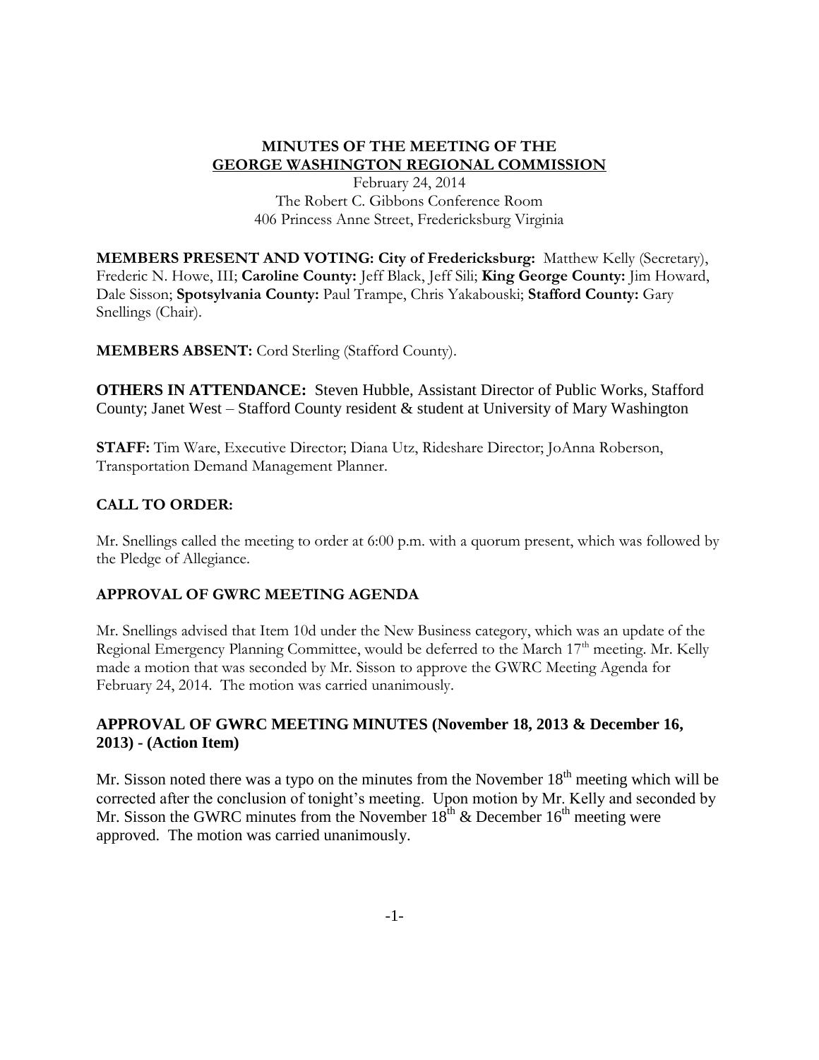# MINUTES OF THE MEETING OF THE GEORGE WASHINGTON REGIONAL COMMISSION

February 24, 2014
The Robert C. Gibbons Conference Room
406 Princess Anne Street, Fredericksburg Virginia

**MEMBERS PRESENT AND VOTING: City of Fredericksburg:** Matthew Kelly (Secretary), Frederic N. Howe, III; **Caroline County:** Jeff Black, Jeff Sili; **King George County:** Jim Howard, Dale Sisson; **Spotsylvania County:** Paul Trampe, Chris Yakabouski; **Stafford County:** Gary Snellings (Chair).

**MEMBERS ABSENT:** Cord Sterling (Stafford County).

**OTHERS IN ATTENDANCE:** Steven Hubble, Assistant Director of Public Works, Stafford County; Janet West – Stafford County resident & student at University of Mary Washington

**STAFF:** Tim Ware, Executive Director; Diana Utz, Rideshare Director; JoAnna Roberson, Transportation Demand Management Planner.

## CALL TO ORDER:

Mr. Snellings called the meeting to order at 6:00 p.m. with a quorum present, which was followed by the Pledge of Allegiance.

## APPROVAL OF GWRC MEETING AGENDA

Mr. Snellings advised that Item 10d under the New Business category, which was an update of the Regional Emergency Planning Committee, would be deferred to the March 17th meeting. Mr. Kelly made a motion that was seconded by Mr. Sisson to approve the GWRC Meeting Agenda for February 24, 2014. The motion was carried unanimously.

## APPROVAL OF GWRC MEETING MINUTES (November 18, 2013 & December 16, 2013) - (Action Item)

Mr. Sisson noted there was a typo on the minutes from the November 18th meeting which will be corrected after the conclusion of tonight's meeting. Upon motion by Mr. Kelly and seconded by Mr. Sisson the GWRC minutes from the November 18th & December 16th meeting were approved. The motion was carried unanimously.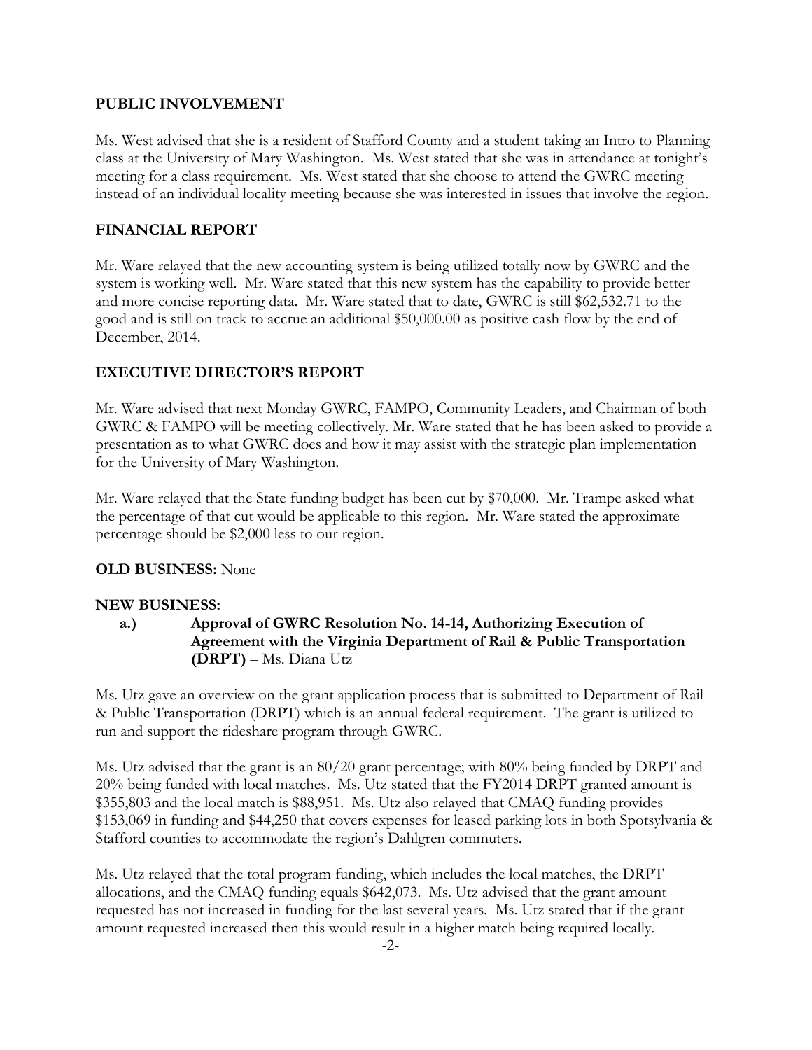## PUBLIC INVOLVEMENT

Ms. West advised that she is a resident of Stafford County and a student taking an Intro to Planning class at the University of Mary Washington. Ms. West stated that she was in attendance at tonight's meeting for a class requirement. Ms. West stated that she choose to attend the GWRC meeting instead of an individual locality meeting because she was interested in issues that involve the region.

## FINANCIAL REPORT

Mr. Ware relayed that the new accounting system is being utilized totally now by GWRC and the system is working well. Mr. Ware stated that this new system has the capability to provide better and more concise reporting data. Mr. Ware stated that to date, GWRC is still $62,532.71 to the good and is still on track to accrue an additional $50,000.00 as positive cash flow by the end of December, 2014.

## EXECUTIVE DIRECTOR'S REPORT

Mr. Ware advised that next Monday GWRC, FAMPO, Community Leaders, and Chairman of both GWRC & FAMPO will be meeting collectively. Mr. Ware stated that he has been asked to provide a presentation as to what GWRC does and how it may assist with the strategic plan implementation for the University of Mary Washington.

Mr. Ware relayed that the State funding budget has been cut by $70,000. Mr. Trampe asked what the percentage of that cut would be applicable to this region. Mr. Ware stated the approximate percentage should be $2,000 less to our region.

**OLD BUSINESS:** None

**NEW BUSINESS:**

**a.) Approval of GWRC Resolution No. 14-14, Authorizing Execution of Agreement with the Virginia Department of Rail & Public Transportation (DRPT)** – Ms. Diana Utz

Ms. Utz gave an overview on the grant application process that is submitted to Department of Rail & Public Transportation (DRPT) which is an annual federal requirement. The grant is utilized to run and support the rideshare program through GWRC.

Ms. Utz advised that the grant is an 80/20 grant percentage; with 80% being funded by DRPT and 20% being funded with local matches. Ms. Utz stated that the FY2014 DRPT granted amount is $355,803 and the local match is $88,951. Ms. Utz also relayed that CMAQ funding provides $153,069 in funding and $44,250 that covers expenses for leased parking lots in both Spotsylvania & Stafford counties to accommodate the region's Dahlgren commuters.

Ms. Utz relayed that the total program funding, which includes the local matches, the DRPT allocations, and the CMAQ funding equals $642,073. Ms. Utz advised that the grant amount requested has not increased in funding for the last several years. Ms. Utz stated that if the grant amount requested increased then this would result in a higher match being required locally.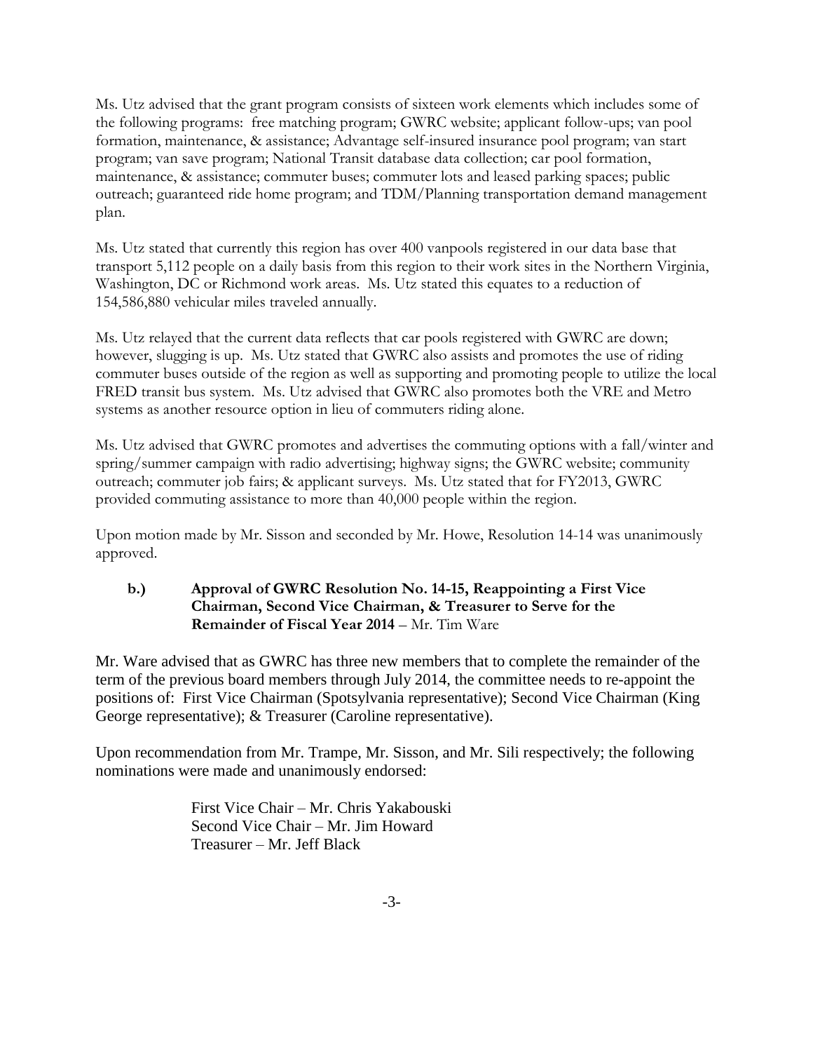Ms. Utz advised that the grant program consists of sixteen work elements which includes some of the following programs: free matching program; GWRC website; applicant follow-ups; van pool formation, maintenance, & assistance; Advantage self-insured insurance pool program; van start program; van save program; National Transit database data collection; car pool formation, maintenance, & assistance; commuter buses; commuter lots and leased parking spaces; public outreach; guaranteed ride home program; and TDM/Planning transportation demand management plan.

Ms. Utz stated that currently this region has over 400 vanpools registered in our data base that transport 5,112 people on a daily basis from this region to their work sites in the Northern Virginia, Washington, DC or Richmond work areas. Ms. Utz stated this equates to a reduction of 154,586,880 vehicular miles traveled annually.

Ms. Utz relayed that the current data reflects that car pools registered with GWRC are down; however, slugging is up. Ms. Utz stated that GWRC also assists and promotes the use of riding commuter buses outside of the region as well as supporting and promoting people to utilize the local FRED transit bus system. Ms. Utz advised that GWRC also promotes both the VRE and Metro systems as another resource option in lieu of commuters riding alone.

Ms. Utz advised that GWRC promotes and advertises the commuting options with a fall/winter and spring/summer campaign with radio advertising; highway signs; the GWRC website; community outreach; commuter job fairs; & applicant surveys. Ms. Utz stated that for FY2013, GWRC provided commuting assistance to more than 40,000 people within the region.

Upon motion made by Mr. Sisson and seconded by Mr. Howe, Resolution 14-14 was unanimously approved.

**b.) Approval of GWRC Resolution No. 14-15, Reappointing a First Vice Chairman, Second Vice Chairman, & Treasurer to Serve for the Remainder of Fiscal Year 2014** – Mr. Tim Ware

Mr. Ware advised that as GWRC has three new members that to complete the remainder of the term of the previous board members through July 2014, the committee needs to re-appoint the positions of: First Vice Chairman (Spotsylvania representative); Second Vice Chairman (King George representative); & Treasurer (Caroline representative).

Upon recommendation from Mr. Trampe, Mr. Sisson, and Mr. Sili respectively; the following nominations were made and unanimously endorsed:

First Vice Chair – Mr. Chris Yakabouski
Second Vice Chair – Mr. Jim Howard
Treasurer – Mr. Jeff Black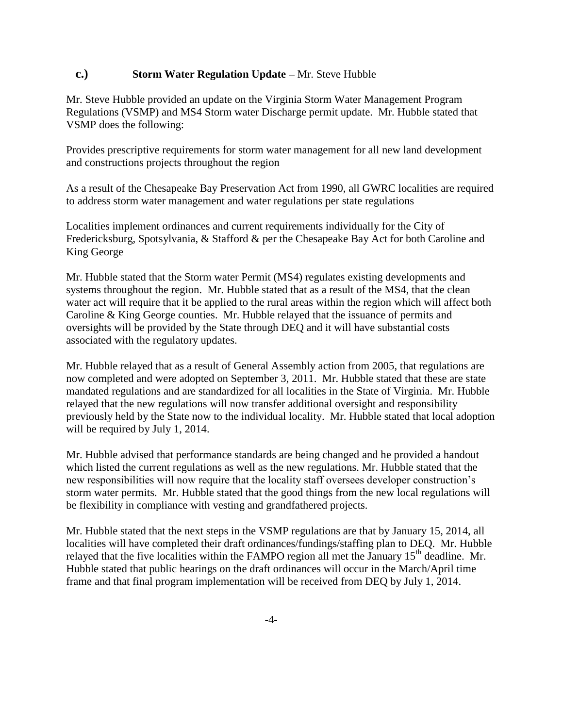**c.)** **Storm Water Regulation Update –** Mr. Steve Hubble

Mr. Steve Hubble provided an update on the Virginia Storm Water Management Program Regulations (VSMP) and MS4 Storm water Discharge permit update. Mr. Hubble stated that VSMP does the following:

Provides prescriptive requirements for storm water management for all new land development and constructions projects throughout the region

As a result of the Chesapeake Bay Preservation Act from 1990, all GWRC localities are required to address storm water management and water regulations per state regulations

Localities implement ordinances and current requirements individually for the City of Fredericksburg, Spotsylvania, & Stafford & per the Chesapeake Bay Act for both Caroline and King George

Mr. Hubble stated that the Storm water Permit (MS4) regulates existing developments and systems throughout the region. Mr. Hubble stated that as a result of the MS4, that the clean water act will require that it be applied to the rural areas within the region which will affect both Caroline & King George counties. Mr. Hubble relayed that the issuance of permits and oversights will be provided by the State through DEQ and it will have substantial costs associated with the regulatory updates.

Mr. Hubble relayed that as a result of General Assembly action from 2005, that regulations are now completed and were adopted on September 3, 2011. Mr. Hubble stated that these are state mandated regulations and are standardized for all localities in the State of Virginia. Mr. Hubble relayed that the new regulations will now transfer additional oversight and responsibility previously held by the State now to the individual locality. Mr. Hubble stated that local adoption will be required by July 1, 2014.

Mr. Hubble advised that performance standards are being changed and he provided a handout which listed the current regulations as well as the new regulations. Mr. Hubble stated that the new responsibilities will now require that the locality staff oversees developer construction's storm water permits. Mr. Hubble stated that the good things from the new local regulations will be flexibility in compliance with vesting and grandfathered projects.

Mr. Hubble stated that the next steps in the VSMP regulations are that by January 15, 2014, all localities will have completed their draft ordinances/fundings/staffing plan to DEQ. Mr. Hubble relayed that the five localities within the FAMPO region all met the January 15th deadline. Mr. Hubble stated that public hearings on the draft ordinances will occur in the March/April time frame and that final program implementation will be received from DEQ by July 1, 2014.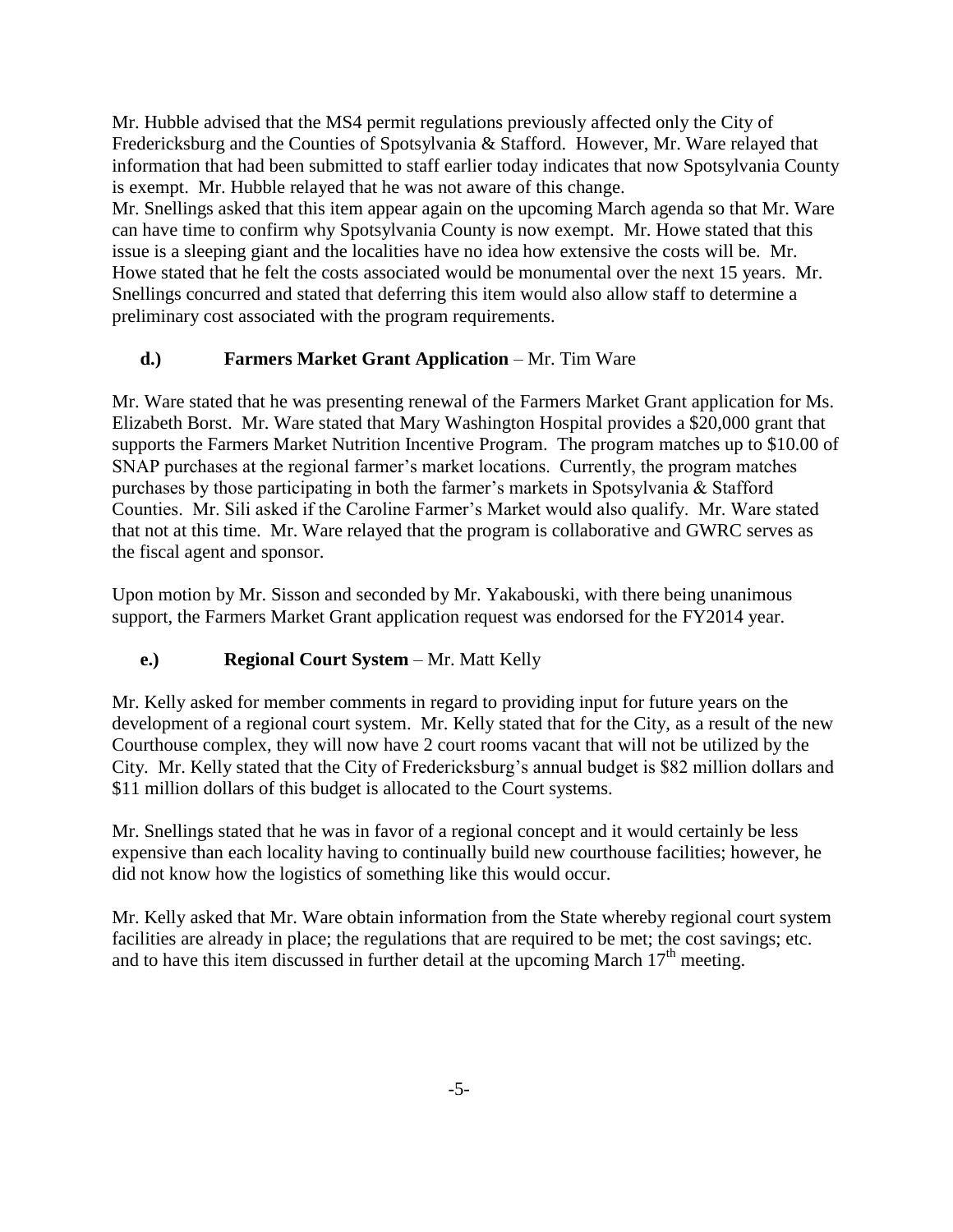Mr. Hubble advised that the MS4 permit regulations previously affected only the City of Fredericksburg and the Counties of Spotsylvania & Stafford. However, Mr. Ware relayed that information that had been submitted to staff earlier today indicates that now Spotsylvania County is exempt. Mr. Hubble relayed that he was not aware of this change.
Mr. Snellings asked that this item appear again on the upcoming March agenda so that Mr. Ware can have time to confirm why Spotsylvania County is now exempt. Mr. Howe stated that this issue is a sleeping giant and the localities have no idea how extensive the costs will be. Mr. Howe stated that he felt the costs associated would be monumental over the next 15 years. Mr. Snellings concurred and stated that deferring this item would also allow staff to determine a preliminary cost associated with the program requirements.

**d.) Farmers Market Grant Application** – Mr. Tim Ware

Mr. Ware stated that he was presenting renewal of the Farmers Market Grant application for Ms. Elizabeth Borst. Mr. Ware stated that Mary Washington Hospital provides a $20,000 grant that supports the Farmers Market Nutrition Incentive Program. The program matches up to $10.00 of SNAP purchases at the regional farmer's market locations. Currently, the program matches purchases by those participating in both the farmer's markets in Spotsylvania & Stafford Counties. Mr. Sili asked if the Caroline Farmer's Market would also qualify. Mr. Ware stated that not at this time. Mr. Ware relayed that the program is collaborative and GWRC serves as the fiscal agent and sponsor.

Upon motion by Mr. Sisson and seconded by Mr. Yakabouski, with there being unanimous support, the Farmers Market Grant application request was endorsed for the FY2014 year.

**e.) Regional Court System** – Mr. Matt Kelly

Mr. Kelly asked for member comments in regard to providing input for future years on the development of a regional court system. Mr. Kelly stated that for the City, as a result of the new Courthouse complex, they will now have 2 court rooms vacant that will not be utilized by the City. Mr. Kelly stated that the City of Fredericksburg's annual budget is $82 million dollars and $11 million dollars of this budget is allocated to the Court systems.

Mr. Snellings stated that he was in favor of a regional concept and it would certainly be less expensive than each locality having to continually build new courthouse facilities; however, he did not know how the logistics of something like this would occur.

Mr. Kelly asked that Mr. Ware obtain information from the State whereby regional court system facilities are already in place; the regulations that are required to be met; the cost savings; etc. and to have this item discussed in further detail at the upcoming March 17th meeting.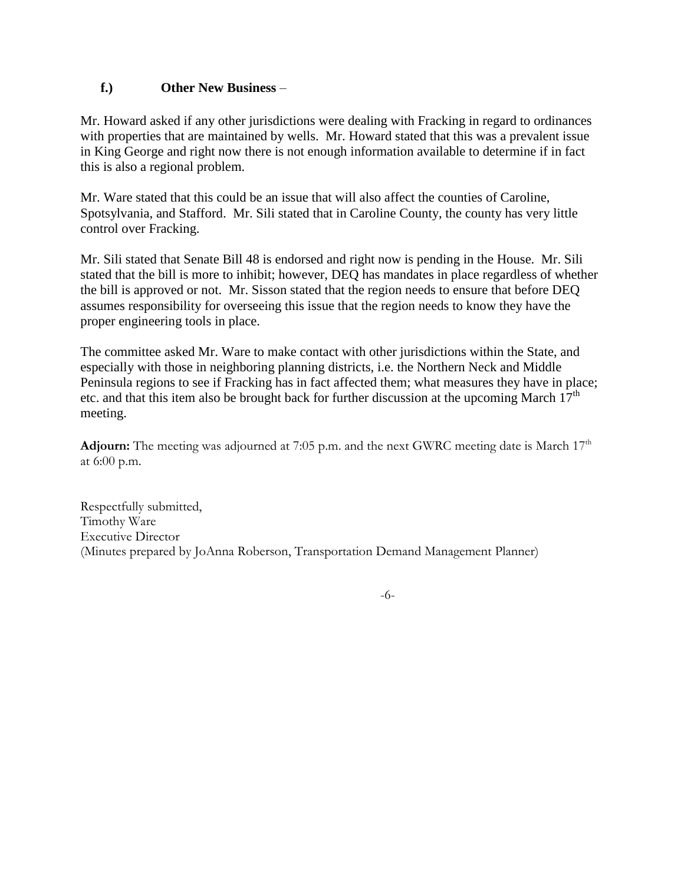### f.) Other New Business –

Mr. Howard asked if any other jurisdictions were dealing with Fracking in regard to ordinances with properties that are maintained by wells. Mr. Howard stated that this was a prevalent issue in King George and right now there is not enough information available to determine if in fact this is also a regional problem.

Mr. Ware stated that this could be an issue that will also affect the counties of Caroline, Spotsylvania, and Stafford. Mr. Sili stated that in Caroline County, the county has very little control over Fracking.

Mr. Sili stated that Senate Bill 48 is endorsed and right now is pending in the House. Mr. Sili stated that the bill is more to inhibit; however, DEQ has mandates in place regardless of whether the bill is approved or not. Mr. Sisson stated that the region needs to ensure that before DEQ assumes responsibility for overseeing this issue that the region needs to know they have the proper engineering tools in place.

The committee asked Mr. Ware to make contact with other jurisdictions within the State, and especially with those in neighboring planning districts, i.e. the Northern Neck and Middle Peninsula regions to see if Fracking has in fact affected them; what measures they have in place; etc. and that this item also be brought back for further discussion at the upcoming March 17th meeting.

**Adjourn:** The meeting was adjourned at 7:05 p.m. and the next GWRC meeting date is March 17th at 6:00 p.m.

Respectfully submitted,
Timothy Ware
Executive Director
(Minutes prepared by JoAnna Roberson, Transportation Demand Management Planner)